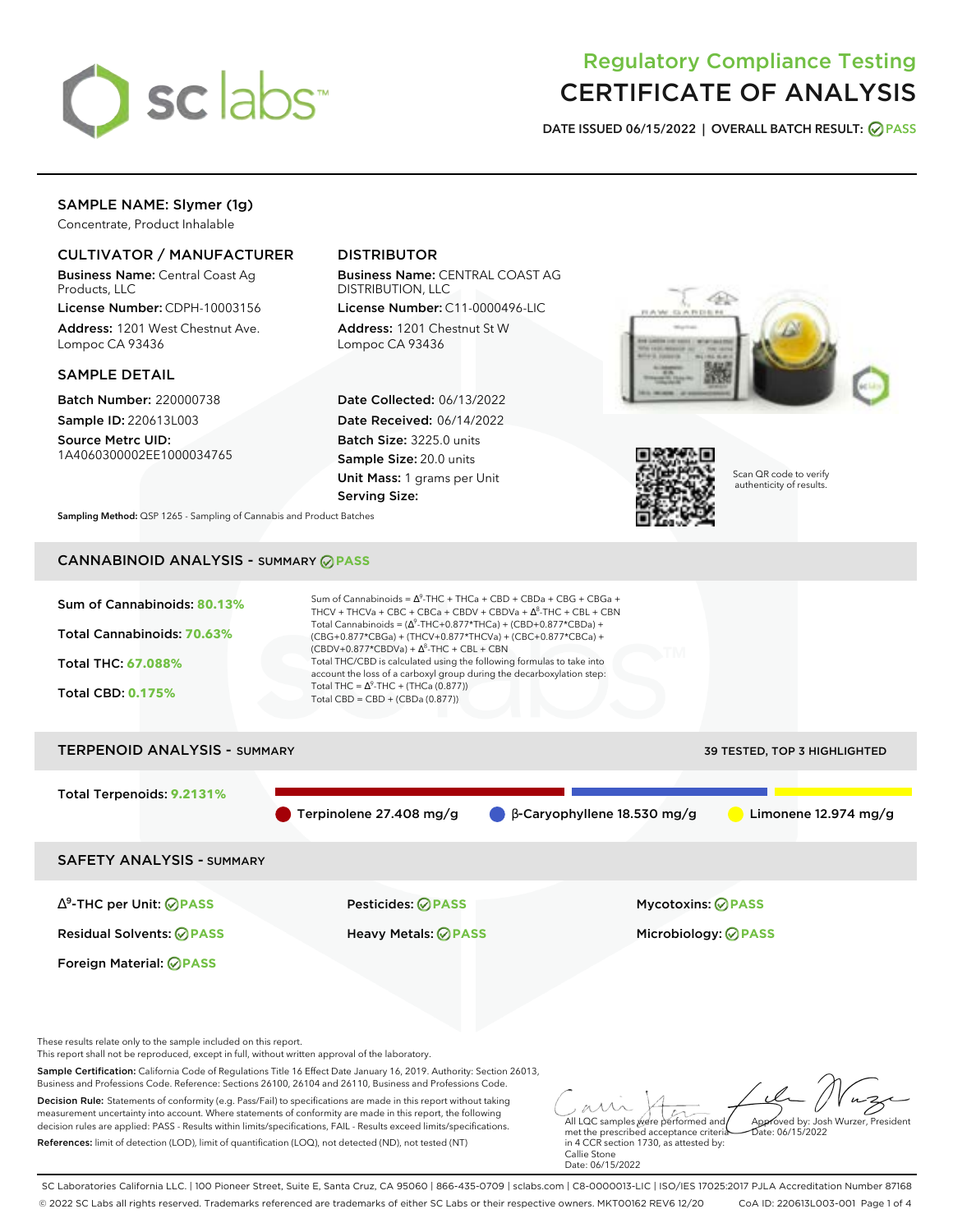# Regulatory Compliance Testing
# CERTIFICATE OF ANALYSIS

**DATE ISSUED 06/15/2022 | OVERALL BATCH RESULT: PASS**

## SAMPLE NAME: Slymer (1g)

Concentrate, Product Inhalable

### CULTIVATOR / MANUFACTURER

**Business Name:** Central Coast Ag Products, LLC

**License Number:** CDPH-10003156

**Address:** 1201 West Chestnut Ave. Lompoc CA 93436

### DISTRIBUTOR

**Business Name:** CENTRAL COAST AG DISTRIBUTION, LLC

**License Number:** C11-0000496-LIC

**Address:** 1201 Chestnut St W Lompoc CA 93436

### SAMPLE DETAIL

**Batch Number:** 220000738

**Sample ID:** 220613L003

**Source Metrc UID:** 1A4060300002EE1000034765

**Date Collected:** 06/13/2022

**Date Received:** 06/14/2022

**Batch Size:** 3225.0 units

**Sample Size:** 20.0 units

**Unit Mass:** 1 grams per Unit

**Serving Size:**

Scan QR code to verify authenticity of results.

**Sampling Method:** QSP 1265 - Sampling of Cannabis and Product Batches

## CANNABINOID ANALYSIS - SUMMARY PASS

**Sum of Cannabinoids:** 80.13%

**Total Cannabinoids:** 70.63%

**Total THC:** 67.088%

**Total CBD:** 0.175%

Sum of Cannabinoids = $\Delta^9$-THC + THCa + CBD + CBDa + CBG + CBGa + THCV + THCVa + CBC + CBCa + CBDV + CBDVa + $\Delta^8$-THC + CBL + CBN

Total Cannabinoids = ($\Delta^9$-THC+0.877*THCa) + (CBD+0.877*CBDa) + (CBG+0.877*CBGa) + (THCV+0.877*THCVa) + (CBC+0.877*CBCa) + (CBDV+0.877*CBDVa) + $\Delta^8$-THC + CBL + CBN

Total THC/CBD is calculated using the following formulas to take into account the loss of a carboxyl group during the decarboxylation step:

Total THC = $\Delta^9$-THC + (THCa (0.877))

Total CBD = CBD + (CBDa (0.877))

## TERPENOID ANALYSIS - SUMMARY

39 TESTED, TOP 3 HIGHLIGHTED

**Total Terpenoids:** 9.2131%

- Terpinolene 27.408 mg/g
- β-Caryophyllene 18.530 mg/g
- Limonene 12.974 mg/g

## SAFETY ANALYSIS - SUMMARY

| | | |
|---|---|---|
| $\Delta^9$-THC per Unit: PASS | Pesticides: PASS | Mycotoxins: PASS |
| Residual Solvents: PASS | Heavy Metals: PASS | Microbiology: PASS |
| Foreign Material: PASS | | |

These results relate only to the sample included on this report.
This report shall not be reproduced, except in full, without written approval of the laboratory.

**Sample Certification:** California Code of Regulations Title 16 Effect Date January 16, 2019. Authority: Section 26013, Business and Professions Code. Reference: Sections 26100, 26104 and 26110, Business and Professions Code.

**Decision Rule:** Statements of conformity (e.g. Pass/Fail) to specifications are made in this report without taking measurement uncertainty into account. Where statements of conformity are made in this report, the following decision rules are applied: PASS - Results within limits/specifications, FAIL - Results exceed limits/specifications.

**References:** limit of detection (LOD), limit of quantification (LOQ), not detected (ND), not tested (NT)

All LQC samples were performed and met the prescribed acceptance criteria in 4 CCR section 1730, as attested by: Callie Stone
Date: 06/15/2022

Approved by: Josh Wurzer, President
Date: 06/15/2022

SC Laboratories California LLC. | 100 Pioneer Street, Suite E, Santa Cruz, CA 95060 | 866-435-0709 | sclabs.com | C8-0000013-LIC | ISO/IES 17025:2017 PJLA Accreditation Number 87168
© 2022 SC Labs all rights reserved. Trademarks referenced are trademarks of either SC Labs or their respective owners. MKT00162 REV6 12/20 CoA ID: 220613L003-001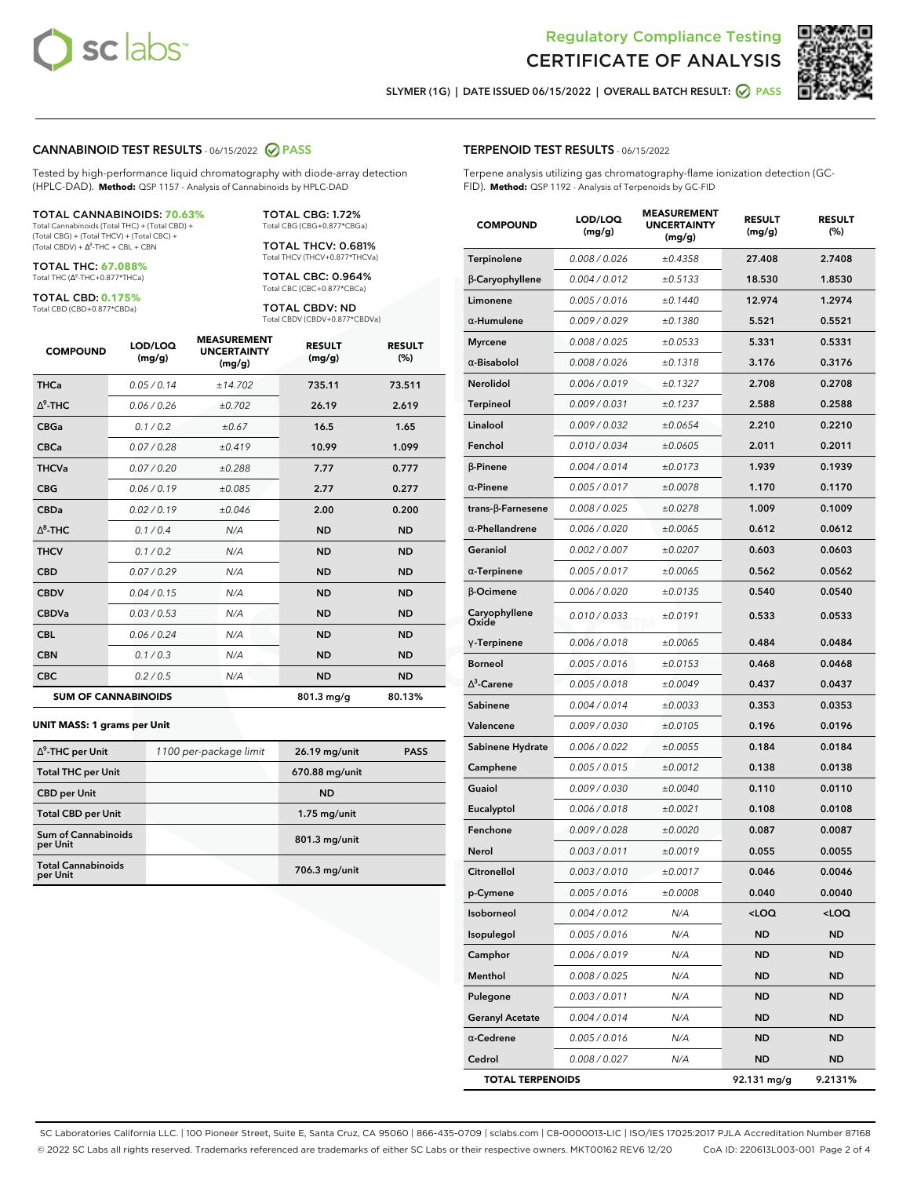Regulatory Compliance Testing

# CERTIFICATE OF ANALYSIS

SLYMER (1G) | DATE ISSUED 06/15/2022 | OVERALL BATCH RESULT: PASS

## CANNABINOID TEST RESULTS - 06/15/2022 PASS

Tested by high-performance liquid chromatography with diode-array detection (HPLC-DAD). **Method:** QSP 1157 - Analysis of Cannabinoids by HPLC-DAD

**TOTAL CANNABINOIDS: 70.63%**
Total Cannabinoids (Total THC) + (Total CBD) + (Total CBG) + (Total THCV) + (Total CBC) + (Total CBDV) + $\Delta^8$-THC + CBL + CBN

**TOTAL THC: 67.088%**
Total THC ($\Delta^9$-THC+0.877*THCa)

**TOTAL CBD: 0.175%**
Total CBD (CBD+0.877*CBDa)

**TOTAL CBG: 1.72%**
Total CBG (CBG+0.877*CBGa)

**TOTAL THCV: 0.681%**
Total THCV (THCV+0.877*THCVa)

**TOTAL CBC: 0.964%**
Total CBC (CBC+0.877*CBCa)

**TOTAL CBDV: ND**
Total CBDV (CBDV+0.877*CBDVa)

| COMPOUND | LOD/LOQ (mg/g) | MEASUREMENT UNCERTAINTY (mg/g) | RESULT (mg/g) | RESULT (%) |
|---|---|---|---|---|
| THCa | 0.05 / 0.14 | ±14.702 | 735.11 | 73.511 |
| $\Delta^9$-THC | 0.06 / 0.26 | ±0.702 | 26.19 | 2.619 |
| CBGa | 0.1 / 0.2 | ±0.67 | 16.5 | 1.65 |
| CBCa | 0.07 / 0.28 | ±0.419 | 10.99 | 1.099 |
| THCVa | 0.07 / 0.20 | ±0.288 | 7.77 | 0.777 |
| CBG | 0.06 / 0.19 | ±0.085 | 2.77 | 0.277 |
| CBDa | 0.02 / 0.19 | ±0.046 | 2.00 | 0.200 |
| $\Delta^8$-THC | 0.1 / 0.4 | N/A | ND | ND |
| THCV | 0.1 / 0.2 | N/A | ND | ND |
| CBD | 0.07 / 0.29 | N/A | ND | ND |
| CBDV | 0.04 / 0.15 | N/A | ND | ND |
| CBDVa | 0.03 / 0.53 | N/A | ND | ND |
| CBL | 0.06 / 0.24 | N/A | ND | ND |
| CBN | 0.1 / 0.3 | N/A | ND | ND |
| CBC | 0.2 / 0.5 | N/A | ND | ND |
| **SUM OF CANNABINOIDS** | | | 801.3 mg/g | 80.13% |

### UNIT MASS: 1 grams per Unit

| | | | |
|---|---|---|---|
| $\Delta^9$-THC per Unit | 1100 per-package limit | 26.19 mg/unit | PASS |
| Total THC per Unit | | 670.88 mg/unit | |
| CBD per Unit | | ND | |
| Total CBD per Unit | | 1.75 mg/unit | |
| Sum of Cannabinoids per Unit | | 801.3 mg/unit | |
| Total Cannabinoids per Unit | | 706.3 mg/unit | |

## TERPENOID TEST RESULTS - 06/15/2022

Terpene analysis utilizing gas chromatography-flame ionization detection (GC-FID). **Method:** QSP 1192 - Analysis of Terpenoids by GC-FID

| COMPOUND | LOD/LOQ (mg/g) | MEASUREMENT UNCERTAINTY (mg/g) | RESULT (mg/g) | RESULT (%) |
|---|---|---|---|---|
| Terpinolene | 0.008 / 0.026 | ±0.4358 | 27.408 | 2.7408 |
| β-Caryophyllene | 0.004 / 0.012 | ±0.5133 | 18.530 | 1.8530 |
| Limonene | 0.005 / 0.016 | ±0.1440 | 12.974 | 1.2974 |
| α-Humulene | 0.009 / 0.029 | ±0.1380 | 5.521 | 0.5521 |
| Myrcene | 0.008 / 0.025 | ±0.0533 | 5.331 | 0.5331 |
| α-Bisabolol | 0.008 / 0.026 | ±0.1318 | 3.176 | 0.3176 |
| Nerolidol | 0.006 / 0.019 | ±0.1327 | 2.708 | 0.2708 |
| Terpineol | 0.009 / 0.031 | ±0.1237 | 2.588 | 0.2588 |
| Linalool | 0.009 / 0.032 | ±0.0654 | 2.210 | 0.2210 |
| Fenchol | 0.010 / 0.034 | ±0.0605 | 2.011 | 0.2011 |
| β-Pinene | 0.004 / 0.014 | ±0.0173 | 1.939 | 0.1939 |
| α-Pinene | 0.005 / 0.017 | ±0.0078 | 1.170 | 0.1170 |
| trans-β-Farnesene | 0.008 / 0.025 | ±0.0278 | 1.009 | 0.1009 |
| α-Phellandrene | 0.006 / 0.020 | ±0.0065 | 0.612 | 0.0612 |
| Geraniol | 0.002 / 0.007 | ±0.0207 | 0.603 | 0.0603 |
| α-Terpinene | 0.005 / 0.017 | ±0.0065 | 0.562 | 0.0562 |
| β-Ocimene | 0.006 / 0.020 | ±0.0135 | 0.540 | 0.0540 |
| Caryophyllene Oxide | 0.010 / 0.033 | ±0.0191 | 0.533 | 0.0533 |
| γ-Terpinene | 0.006 / 0.018 | ±0.0065 | 0.484 | 0.0484 |
| Borneol | 0.005 / 0.016 | ±0.0153 | 0.468 | 0.0468 |
| $\Delta^3$-Carene | 0.005 / 0.018 | ±0.0049 | 0.437 | 0.0437 |
| Sabinene | 0.004 / 0.014 | ±0.0033 | 0.353 | 0.0353 |
| Valencene | 0.009 / 0.030 | ±0.0105 | 0.196 | 0.0196 |
| Sabinene Hydrate | 0.006 / 0.022 | ±0.0055 | 0.184 | 0.0184 |
| Camphene | 0.005 / 0.015 | ±0.0012 | 0.138 | 0.0138 |
| Guaiol | 0.009 / 0.030 | ±0.0040 | 0.110 | 0.0110 |
| Eucalyptol | 0.006 / 0.018 | ±0.0021 | 0.108 | 0.0108 |
| Fenchone | 0.009 / 0.028 | ±0.0020 | 0.087 | 0.0087 |
| Nerol | 0.003 / 0.011 | ±0.0019 | 0.055 | 0.0055 |
| Citronellol | 0.003 / 0.010 | ±0.0017 | 0.046 | 0.0046 |
| p-Cymene | 0.005 / 0.016 | ±0.0008 | 0.040 | 0.0040 |
| Isoborneol | 0.004 / 0.012 | N/A | <LOQ | <LOQ |
| Isopulegol | 0.005 / 0.016 | N/A | ND | ND |
| Camphor | 0.006 / 0.019 | N/A | ND | ND |
| Menthol | 0.008 / 0.025 | N/A | ND | ND |
| Pulegone | 0.003 / 0.011 | N/A | ND | ND |
| Geranyl Acetate | 0.004 / 0.014 | N/A | ND | ND |
| α-Cedrene | 0.005 / 0.016 | N/A | ND | ND |
| Cedrol | 0.008 / 0.027 | N/A | ND | ND |
| **TOTAL TERPENOIDS** | | | 92.131 mg/g | 9.2131% |

SC Laboratories California LLC. | 100 Pioneer Street, Suite E, Santa Cruz, CA 95060 | 866-435-0709 | sclabs.com | C8-0000013-LIC | ISO/IES 17025:2017 PJLA Accreditation Number 87168
© 2022 SC Labs all rights reserved. Trademarks referenced are trademarks of either SC Labs or their respective owners. MKT00162 REV6 12/20 CoA ID: 220613L003-001